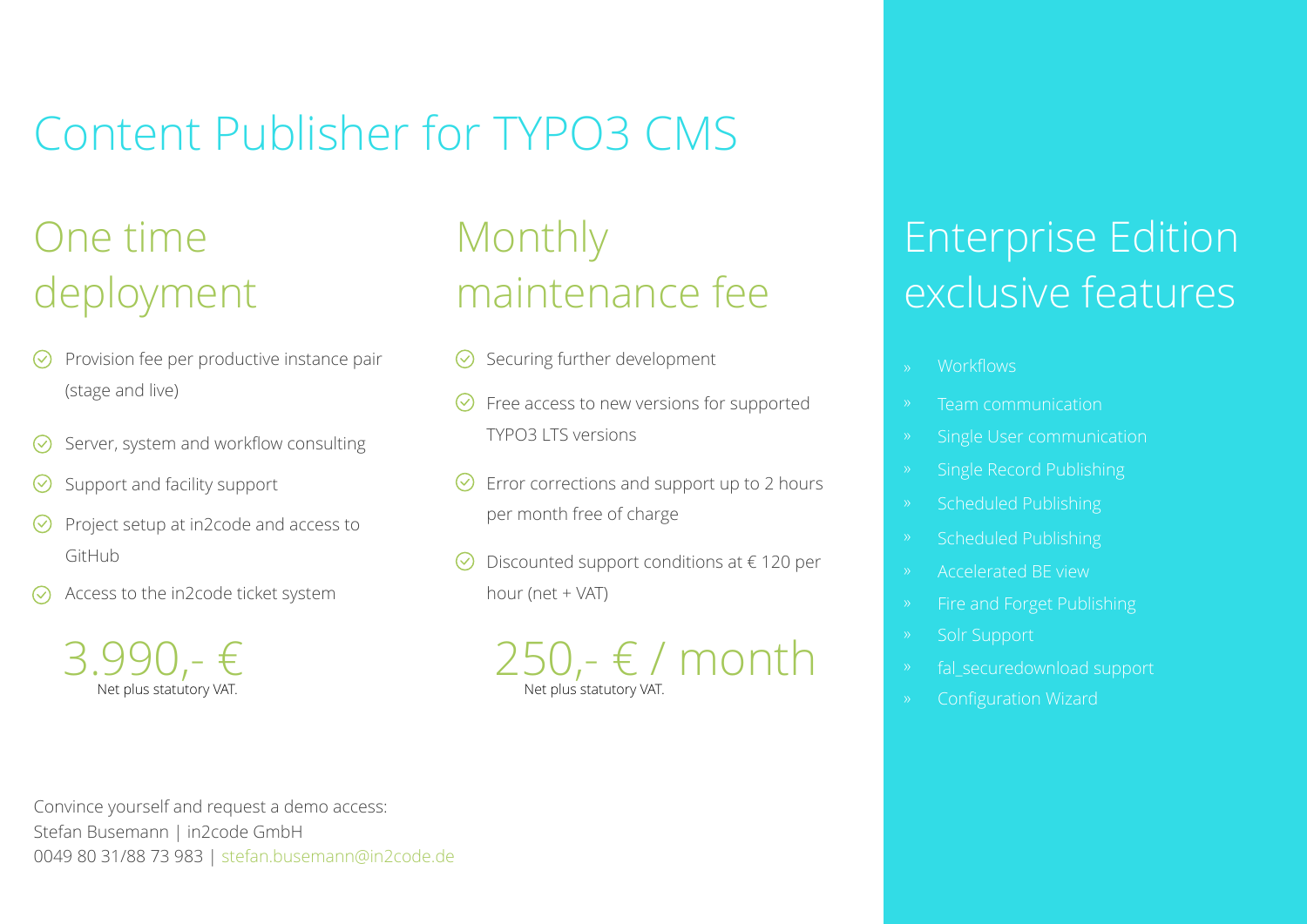# Content Publisher for TYPO3 CMS

## One time deployment

- Provision fee per productive instance pair (stage and live)
- Server, system and workflow consulting
- Support and facility support
- Project setup at in2code and access to GitHub
- Access to the in2code ticket system

3.990,- €

Net plus statutory VAT.

## Monthly maintenance fee

- Securing further development
- Free access to new versions for supported TYPO3 LTS versions
- Error corrections and support up to 2 hours per month free of charge
- Discounted support conditions at € 120 per hour (net + VAT)

250,- € / month

Net plus statutory VAT.

## Enterprise Edition exclusive features

- Workflows
- Team communication
- Single User communication
- Single Record Publishing
- Scheduled Publishing
- Scheduled Publishing
- Accelerated BE view
- Fire and Forget Publishing
- Solr Support
- fal_securedownload support
- Configuration Wizard

Convince yourself and request a demo access:
Stefan Busemann | in2code GmbH
0049 80 31/88 73 983 | stefan.busemann@in2code.de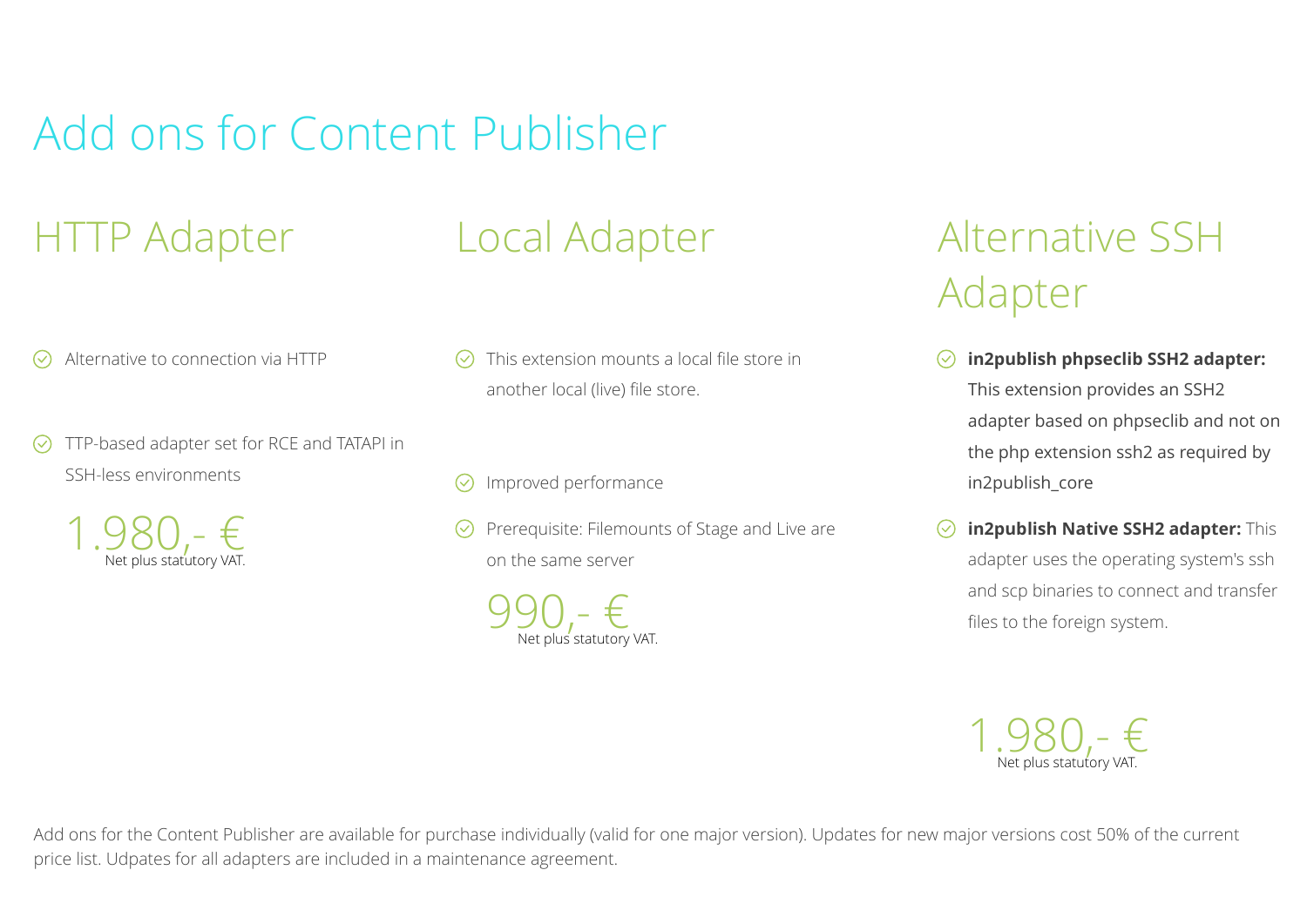# Add ons for Content Publisher

## HTTP Adapter

- Alternative to connection via HTTP
- TTP-based adapter set for RCE and TATAPI in SSH-less environments

1.980,- €
Net plus statutory VAT.

## Local Adapter

- This extension mounts a local file store in another local (live) file store.
- Improved performance
- Prerequisite: Filemounts of Stage and Live are on the same server

990,- €
Net plus statutory VAT.

## Alternative SSH Adapter

- **in2publish phpseclib SSH2 adapter:** This extension provides an SSH2 adapter based on phpseclib and not on the php extension ssh2 as required by in2publish_core
- **in2publish Native SSH2 adapter:** This adapter uses the operating system's ssh and scp binaries to connect and transfer files to the foreign system.

1.980,- €
Net plus statutory VAT.

Add ons for the Content Publisher are available for purchase individually (valid for one major version). Updates for new major versions cost 50% of the current price list. Udpates for all adapters are included in a maintenance agreement.